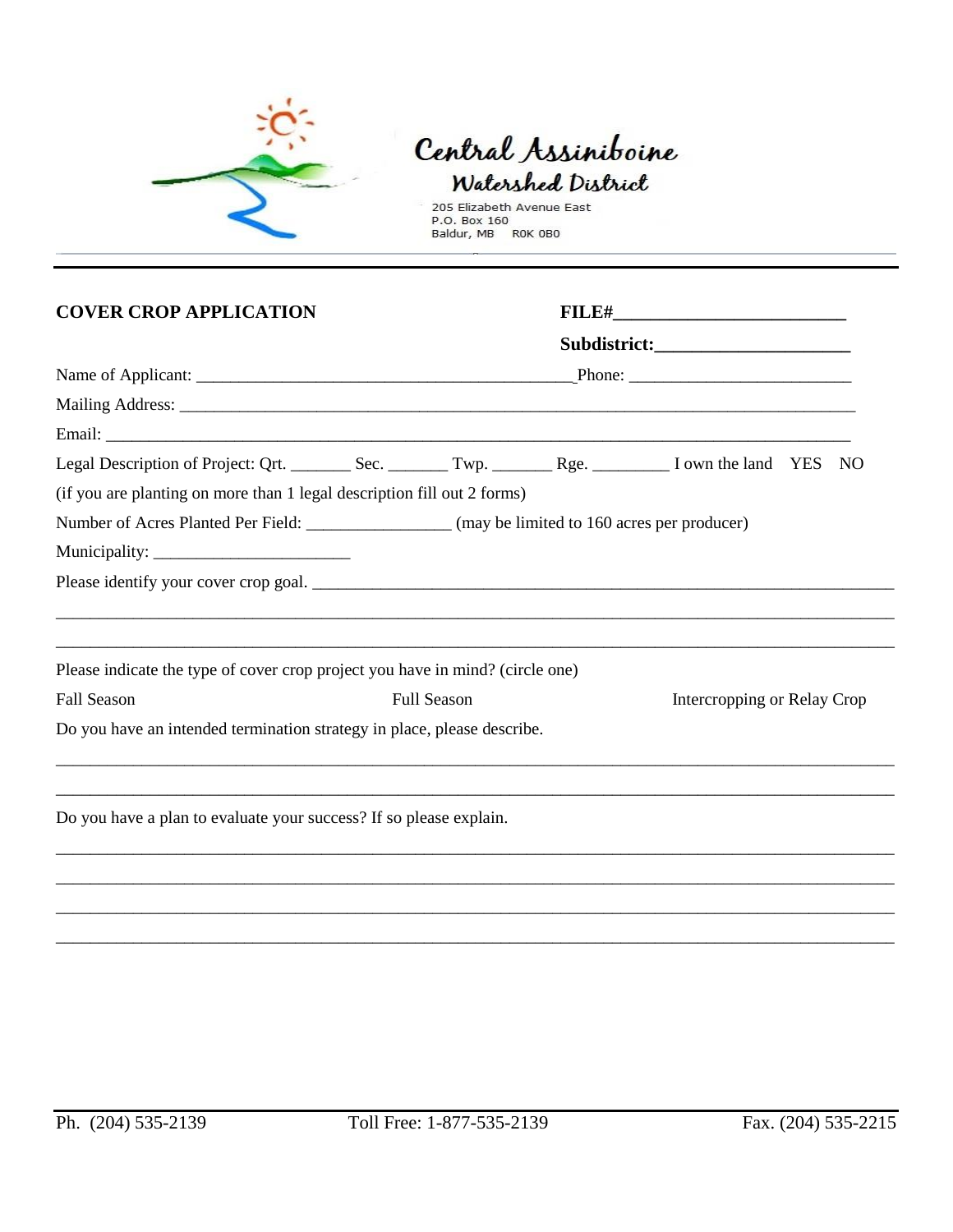Central Assiniboine
Watershed District

205 Elizabeth Avenue East
P.O. Box 160
Baldur, MB R0K 0B0

---

**COVER CROP APPLICATION**

**FILE#\_\_\_\_\_\_\_\_\_\_\_\_\_\_\_\_\_\_\_\_\_\_\_\_\_\_**

**Subdistrict:\_\_\_\_\_\_\_\_\_\_\_\_\_\_\_\_\_\_\_\_\_\_**

Name of Applicant: \_\_\_\_\_\_\_\_\_\_\_\_\_\_\_\_\_\_\_\_\_\_\_\_\_\_\_\_\_\_\_\_\_\_\_\_\_\_\_\_\_\_\_\_ Phone: \_\_\_\_\_\_\_\_\_\_\_\_\_\_\_\_\_\_\_\_\_\_\_\_\_\_

Mailing Address: \_\_\_\_\_\_\_\_\_\_\_\_\_\_\_\_\_\_\_\_\_\_\_\_\_\_\_\_\_\_\_\_\_\_\_\_\_\_\_\_\_\_\_\_\_\_\_\_\_\_\_\_\_\_\_\_\_\_\_\_\_\_\_\_\_\_\_\_\_\_\_\_\_\_\_\_\_\_\_\_

Email: \_\_\_\_\_\_\_\_\_\_\_\_\_\_\_\_\_\_\_\_\_\_\_\_\_\_\_\_\_\_\_\_\_\_\_\_\_\_\_\_\_\_\_\_\_\_\_\_\_\_\_\_\_\_\_\_\_\_\_\_\_\_\_\_\_\_\_\_\_\_\_\_\_\_\_\_\_\_\_\_\_\_\_\_\_\_

Legal Description of Project: Qrt. \_\_\_\_\_\_\_ Sec. \_\_\_\_\_\_\_ Twp. \_\_\_\_\_\_\_ Rge. \_\_\_\_\_\_\_\_\_ I own the land YES NO

(if you are planting on more than 1 legal description fill out 2 forms)

Number of Acres Planted Per Field: \_\_\_\_\_\_\_\_\_\_\_\_\_\_\_\_\_ (may be limited to 160 acres per producer)

Municipality: \_\_\_\_\_\_\_\_\_\_\_\_\_\_\_\_\_\_\_\_\_\_\_\_

Please identify your cover crop goal. \_\_\_\_\_\_\_\_\_\_\_\_\_\_\_\_\_\_\_\_\_\_\_\_\_\_\_\_\_\_\_\_\_\_\_\_\_\_\_\_\_\_\_\_\_\_\_\_\_\_\_\_\_\_\_\_\_\_\_\_\_\_\_\_\_\_\_\_

\_\_\_\_\_\_\_\_\_\_\_\_\_\_\_\_\_\_\_\_\_\_\_\_\_\_\_\_\_\_\_\_\_\_\_\_\_\_\_\_\_\_\_\_\_\_\_\_\_\_\_\_\_\_\_\_\_\_\_\_\_\_\_\_\_\_\_\_\_\_\_\_\_\_\_\_\_\_\_\_\_\_\_\_\_\_\_\_\_\_\_\_\_\_\_

\_\_\_\_\_\_\_\_\_\_\_\_\_\_\_\_\_\_\_\_\_\_\_\_\_\_\_\_\_\_\_\_\_\_\_\_\_\_\_\_\_\_\_\_\_\_\_\_\_\_\_\_\_\_\_\_\_\_\_\_\_\_\_\_\_\_\_\_\_\_\_\_\_\_\_\_\_\_\_\_\_\_\_\_\_\_\_\_\_\_\_\_\_\_\_

Please indicate the type of cover crop project you have in mind? (circle one)

Fall Season Full Season Intercropping or Relay Crop

Do you have an intended termination strategy in place, please describe.

\_\_\_\_\_\_\_\_\_\_\_\_\_\_\_\_\_\_\_\_\_\_\_\_\_\_\_\_\_\_\_\_\_\_\_\_\_\_\_\_\_\_\_\_\_\_\_\_\_\_\_\_\_\_\_\_\_\_\_\_\_\_\_\_\_\_\_\_\_\_\_\_\_\_\_\_\_\_\_\_\_\_\_\_\_\_\_\_\_\_\_\_\_\_\_

\_\_\_\_\_\_\_\_\_\_\_\_\_\_\_\_\_\_\_\_\_\_\_\_\_\_\_\_\_\_\_\_\_\_\_\_\_\_\_\_\_\_\_\_\_\_\_\_\_\_\_\_\_\_\_\_\_\_\_\_\_\_\_\_\_\_\_\_\_\_\_\_\_\_\_\_\_\_\_\_\_\_\_\_\_\_\_\_\_\_\_\_\_\_\_

Do you have a plan to evaluate your success? If so please explain.

\_\_\_\_\_\_\_\_\_\_\_\_\_\_\_\_\_\_\_\_\_\_\_\_\_\_\_\_\_\_\_\_\_\_\_\_\_\_\_\_\_\_\_\_\_\_\_\_\_\_\_\_\_\_\_\_\_\_\_\_\_\_\_\_\_\_\_\_\_\_\_\_\_\_\_\_\_\_\_\_\_\_\_\_\_\_\_\_\_\_\_\_\_\_\_

\_\_\_\_\_\_\_\_\_\_\_\_\_\_\_\_\_\_\_\_\_\_\_\_\_\_\_\_\_\_\_\_\_\_\_\_\_\_\_\_\_\_\_\_\_\_\_\_\_\_\_\_\_\_\_\_\_\_\_\_\_\_\_\_\_\_\_\_\_\_\_\_\_\_\_\_\_\_\_\_\_\_\_\_\_\_\_\_\_\_\_\_\_\_\_

\_\_\_\_\_\_\_\_\_\_\_\_\_\_\_\_\_\_\_\_\_\_\_\_\_\_\_\_\_\_\_\_\_\_\_\_\_\_\_\_\_\_\_\_\_\_\_\_\_\_\_\_\_\_\_\_\_\_\_\_\_\_\_\_\_\_\_\_\_\_\_\_\_\_\_\_\_\_\_\_\_\_\_\_\_\_\_\_\_\_\_\_\_\_\_

\_\_\_\_\_\_\_\_\_\_\_\_\_\_\_\_\_\_\_\_\_\_\_\_\_\_\_\_\_\_\_\_\_\_\_\_\_\_\_\_\_\_\_\_\_\_\_\_\_\_\_\_\_\_\_\_\_\_\_\_\_\_\_\_\_\_\_\_\_\_\_\_\_\_\_\_\_\_\_\_\_\_\_\_\_\_\_\_\_\_\_\_\_\_\_

---

Ph. (204) 535-2139 Toll Free: 1-877-535-2139 Fax. (204) 535-2215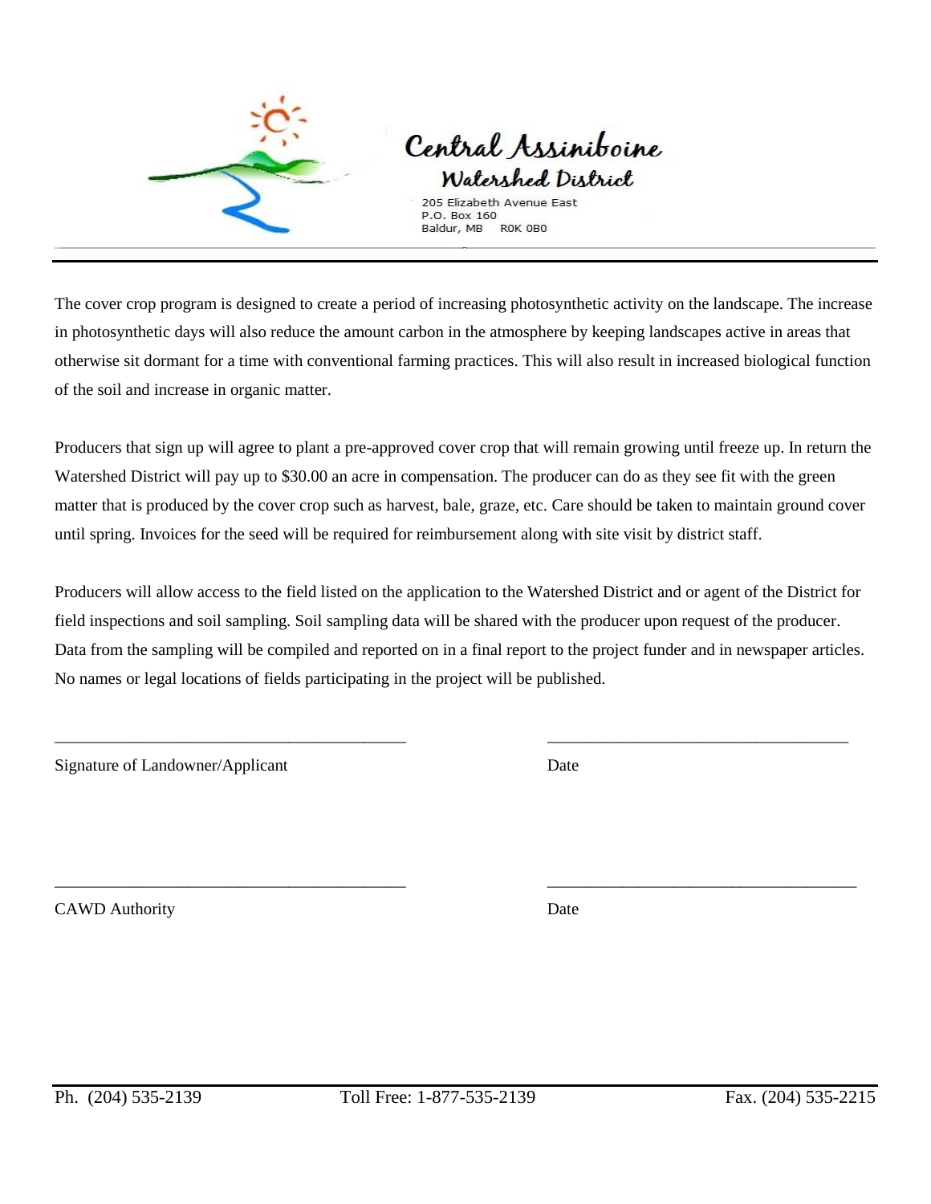# Central Assiniboine Watershed District

205 Elizabeth Avenue East
P.O. Box 160
Baldur, MB R0K 0B0

---

The cover crop program is designed to create a period of increasing photosynthetic activity on the landscape. The increase in photosynthetic days will also reduce the amount carbon in the atmosphere by keeping landscapes active in areas that otherwise sit dormant for a time with conventional farming practices. This will also result in increased biological function of the soil and increase in organic matter.

Producers that sign up will agree to plant a pre-approved cover crop that will remain growing until freeze up. In return the Watershed District will pay up to $30.00 an acre in compensation. The producer can do as they see fit with the green matter that is produced by the cover crop such as harvest, bale, graze, etc. Care should be taken to maintain ground cover until spring. Invoices for the seed will be required for reimbursement along with site visit by district staff.

Producers will allow access to the field listed on the application to the Watershed District and or agent of the District for field inspections and soil sampling. Soil sampling data will be shared with the producer upon request of the producer. Data from the sampling will be compiled and reported on in a final report to the project funder and in newspaper articles. No names or legal locations of fields participating in the project will be published.

___________________________________________ ___________________________________

Signature of Landowner/Applicant Date

___________________________________________ ___________________________________

CAWD Authority Date

Ph. (204) 535-2139 Toll Free: 1-877-535-2139 Fax. (204) 535-2215